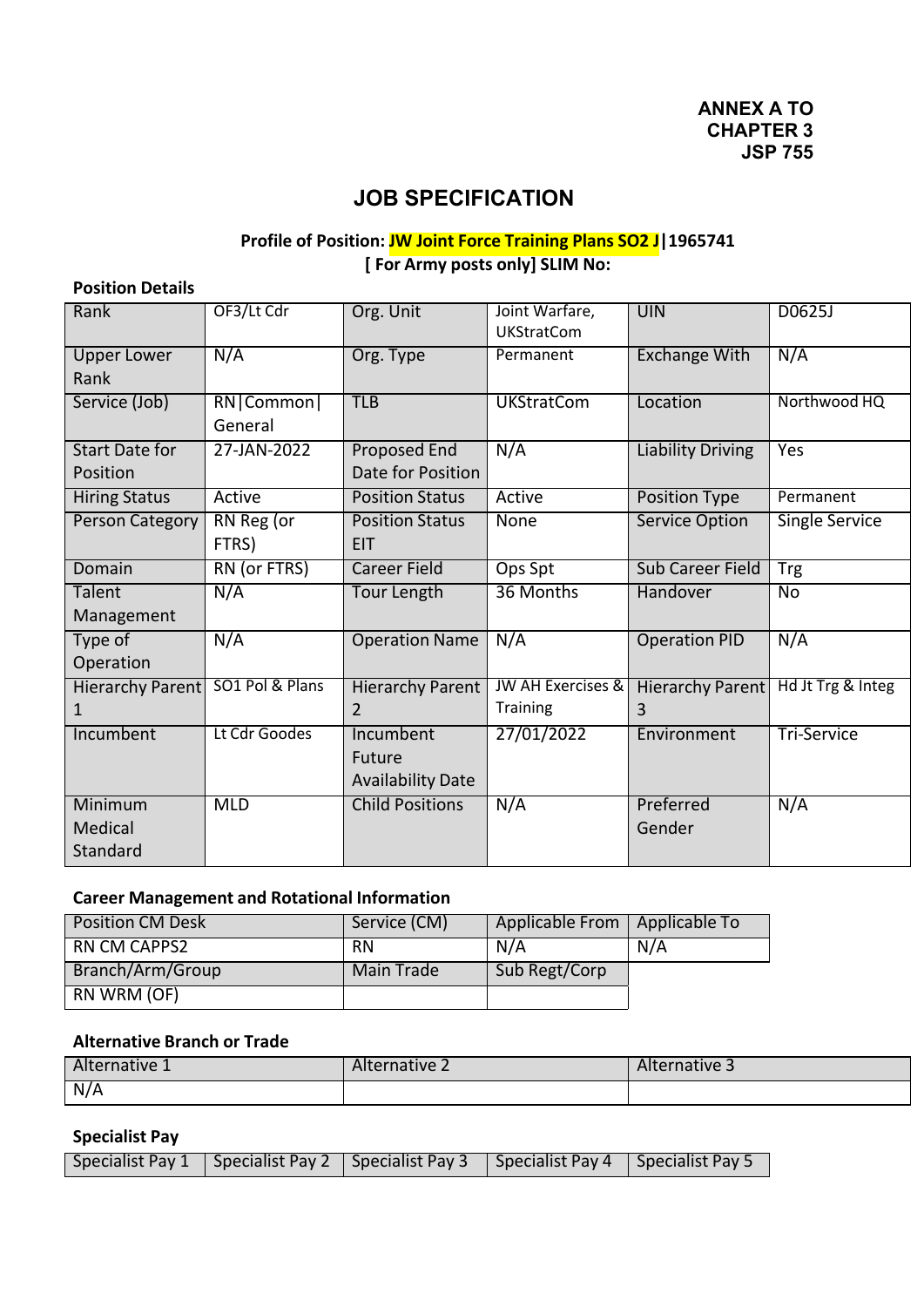**ANNEX A TO CHAPTER 3 JSP 755**

# JOB SPECIFICATION

**Profile of Position: JW Joint Force Training Plans SO2 J|1965741**
**[ For Army posts only] SLIM No:**

**Position Details**

| Rank | OF3/Lt Cdr | Org. Unit | Joint Warfare, UKStratCom | UIN | D0625J |
|---|---|---|---|---|---|
| Upper Lower Rank | N/A | Org. Type | Permanent | Exchange With | N/A |
| Service (Job) | RN\|Common\|General | TLB | UKStratCom | Location | Northwood HQ |
| Start Date for Position | 27-JAN-2022 | Proposed End Date for Position | N/A | Liability Driving | Yes |
| Hiring Status | Active | Position Status | Active | Position Type | Permanent |
| Person Category | RN Reg (or FTRS) | Position Status EIT | None | Service Option | Single Service |
| Domain | RN (or FTRS) | Career Field | Ops Spt | Sub Career Field | Trg |
| Talent Management | N/A | Tour Length | 36 Months | Handover | No |
| Type of Operation | N/A | Operation Name | N/A | Operation PID | N/A |
| Hierarchy Parent 1 | SO1 Pol & Plans | Hierarchy Parent 2 | JW AH Exercises & Training | Hierarchy Parent 3 | Hd Jt Trg & Integ |
| Incumbent | Lt Cdr Goodes | Incumbent Future Availability Date | 27/01/2022 | Environment | Tri-Service |
| Minimum Medical Standard | MLD | Child Positions | N/A | Preferred Gender | N/A |

**Career Management and Rotational Information**

| Position CM Desk | Service (CM) | Applicable From | Applicable To |
|---|---|---|---|
| RN CM CAPPS2 | RN | N/A | N/A |
| Branch/Arm/Group | Main Trade | Sub Regt/Corp | |
| RN WRM (OF) | | | |

**Alternative Branch or Trade**

| Alternative 1 | Alternative 2 | Alternative 3 |
|---|---|---|
| N/A | | |

**Specialist Pay**

| Specialist Pay 1 | Specialist Pay 2 | Specialist Pay 3 | Specialist Pay 4 | Specialist Pay 5 |
|---|---|---|---|---|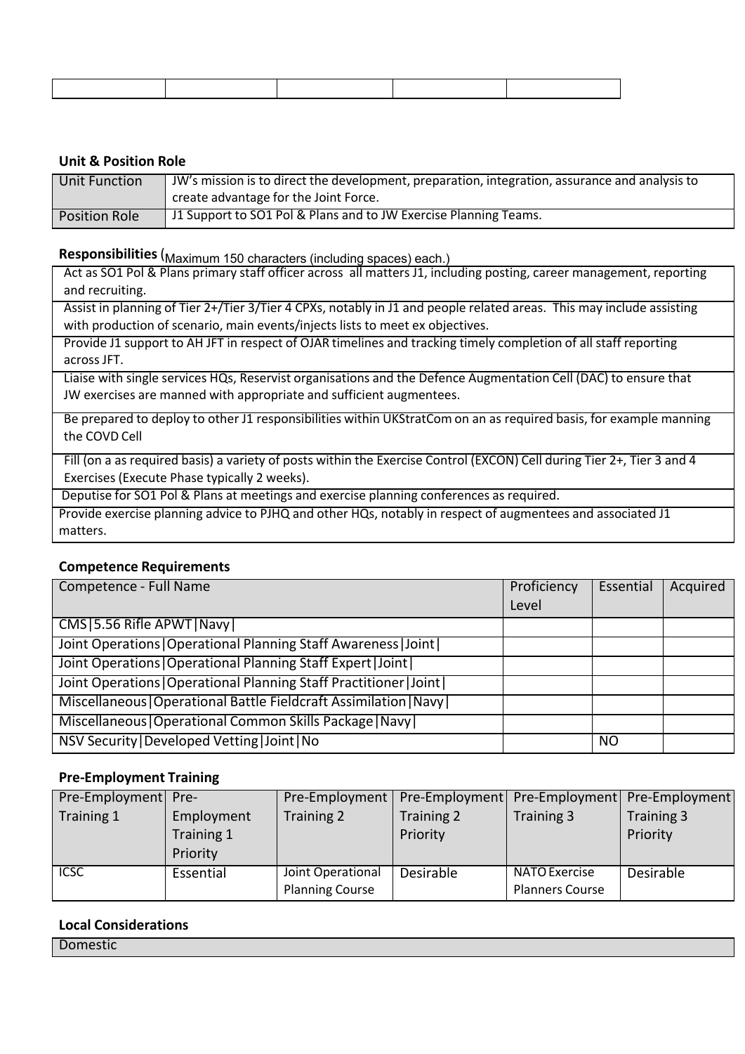| | | | | |
|---|---|---|---|---|
| | | | | |

**Unit & Position Role**

| | |
|---|---|
| Unit Function | JW's mission is to direct the development, preparation, integration, assurance and analysis to create advantage for the Joint Force. |
| Position Role | J1 Support to SO1 Pol & Plans and to JW Exercise Planning Teams. |

**Responsibilities** (Maximum 150 characters (including spaces) each.)

| |
|---|
| Act as SO1 Pol & Plans primary staff officer across all matters J1, including posting, career management, reporting and recruiting. |
| Assist in planning of Tier 2+/Tier 3/Tier 4 CPXs, notably in J1 and people related areas. This may include assisting with production of scenario, main events/injects lists to meet ex objectives. |
| Provide J1 support to AH JFT in respect of OJAR timelines and tracking timely completion of all staff reporting across JFT. |
| Liaise with single services HQs, Reservist organisations and the Defence Augmentation Cell (DAC) to ensure that JW exercises are manned with appropriate and sufficient augmentees. |
| Be prepared to deploy to other J1 responsibilities within UKStratCom on an as required basis, for example manning the COVD Cell |
| Fill (on a as required basis) a variety of posts within the Exercise Control (EXCON) Cell during Tier 2+, Tier 3 and 4 Exercises (Execute Phase typically 2 weeks). |
| Deputise for SO1 Pol & Plans at meetings and exercise planning conferences as required. |
| Provide exercise planning advice to PJHQ and other HQs, notably in respect of augmentees and associated J1 matters. |

**Competence Requirements**

| Competence - Full Name | Proficiency Level | Essential | Acquired |
|---|---|---|---|
| CMS\|5.56 Rifle APWT\|Navy\| | | | |
| Joint Operations\|Operational Planning Staff Awareness\|Joint\| | | | |
| Joint Operations\|Operational Planning Staff Expert\|Joint\| | | | |
| Joint Operations\|Operational Planning Staff Practitioner\|Joint\| | | | |
| Miscellaneous\|Operational Battle Fieldcraft Assimilation\|Navy\| | | | |
| Miscellaneous\|Operational Common Skills Package\|Navy\| | | | |
| NSV Security\|Developed Vetting\|Joint\|No | | NO | |

**Pre-Employment Training**

| Pre-Employment Training 1 | Pre-Employment Training 1 Priority | Pre-Employment Training 2 | Pre-Employment Training 2 Priority | Pre-Employment Training 3 | Pre-Employment Training 3 Priority |
|---|---|---|---|---|---|
| ICSC | Essential | Joint Operational Planning Course | Desirable | NATO Exercise Planners Course | Desirable |

**Local Considerations**

| Domestic |
|---|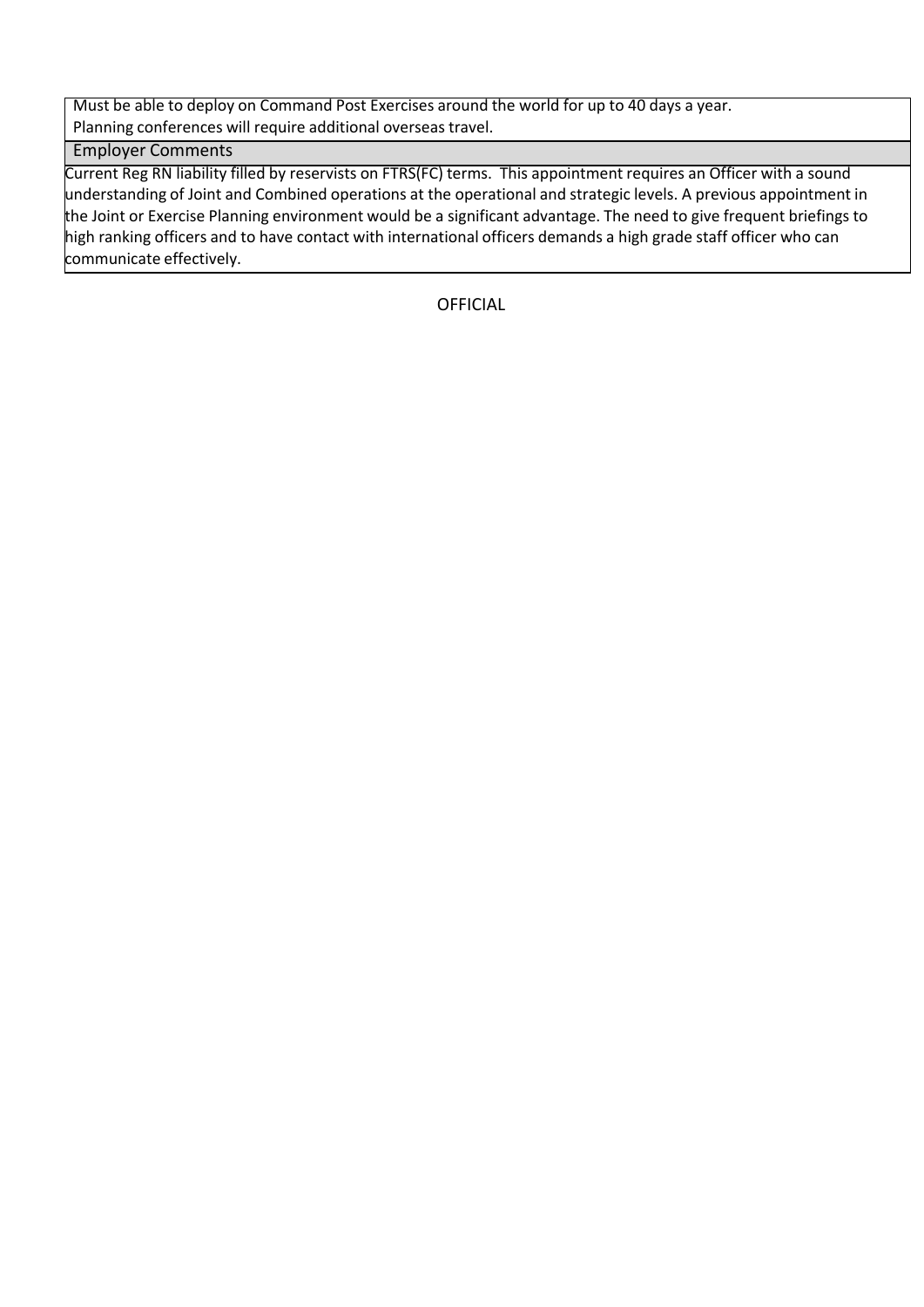Must be able to deploy on Command Post Exercises around the world for up to 40 days a year.
Planning conferences will require additional overseas travel.

**Employer Comments**

Current Reg RN liability filled by reservists on FTRS(FC) terms. This appointment requires an Officer with a sound understanding of Joint and Combined operations at the operational and strategic levels. A previous appointment in the Joint or Exercise Planning environment would be a significant advantage. The need to give frequent briefings to high ranking officers and to have contact with international officers demands a high grade staff officer who can communicate effectively.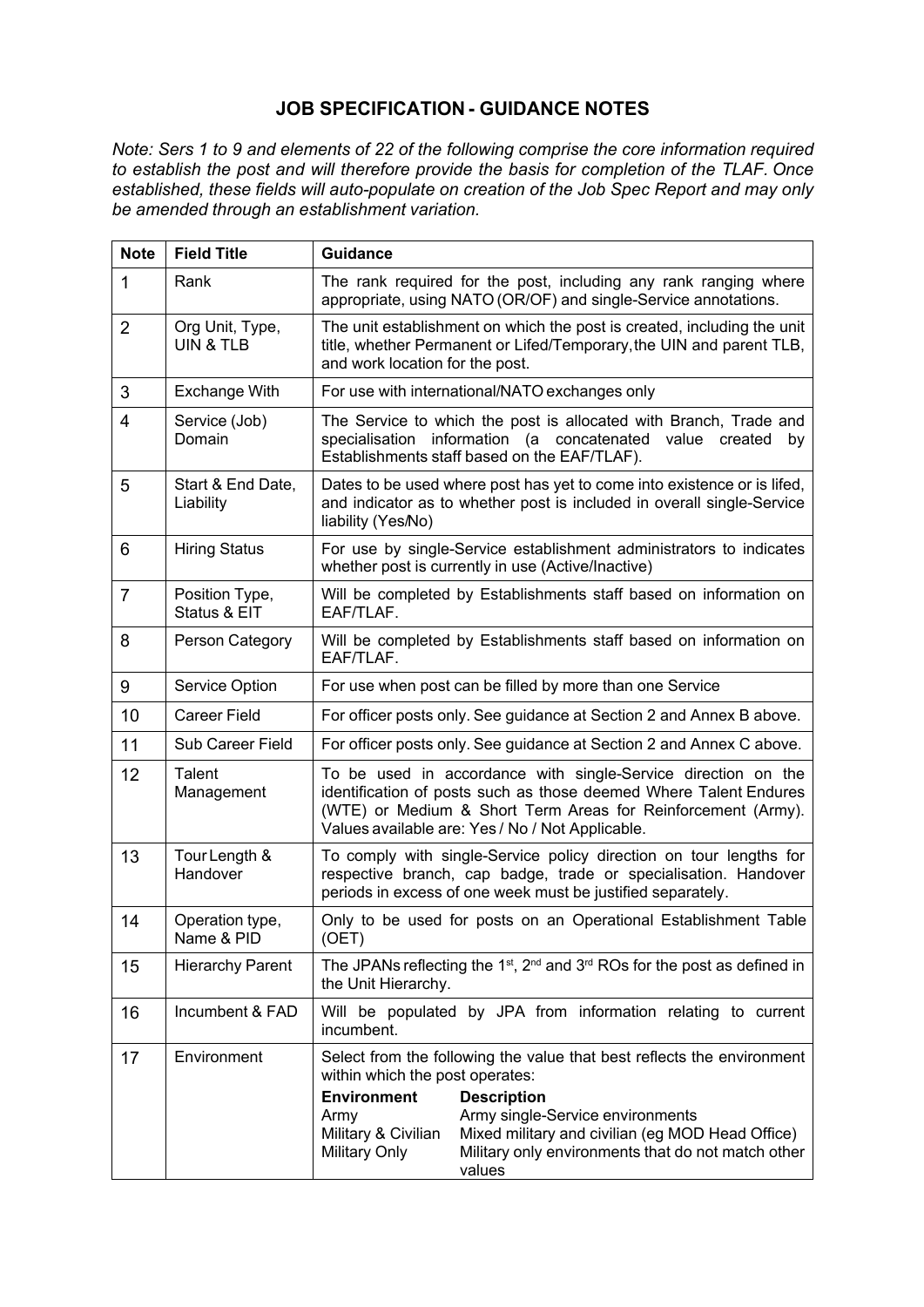## JOB SPECIFICATION - GUIDANCE NOTES

*Note: Sers 1 to 9 and elements of 22 of the following comprise the core information required to establish the post and will therefore provide the basis for completion of the TLAF. Once established, these fields will auto-populate on creation of the Job Spec Report and may only be amended through an establishment variation.*

| Note | Field Title | Guidance |
|---|---|---|
| 1 | Rank | The rank required for the post, including any rank ranging where appropriate, using NATO (OR/OF) and single-Service annotations. |
| 2 | Org Unit, Type, UIN & TLB | The unit establishment on which the post is created, including the unit title, whether Permanent or Lifed/Temporary, the UIN and parent TLB, and work location for the post. |
| 3 | Exchange With | For use with international/NATO exchanges only |
| 4 | Service (Job) Domain | The Service to which the post is allocated with Branch, Trade and specialisation information (a concatenated value created by Establishments staff based on the EAF/TLAF). |
| 5 | Start & End Date, Liability | Dates to be used where post has yet to come into existence or is lifed, and indicator as to whether post is included in overall single-Service liability (Yes/No) |
| 6 | Hiring Status | For use by single-Service establishment administrators to indicates whether post is currently in use (Active/Inactive) |
| 7 | Position Type, Status & EIT | Will be completed by Establishments staff based on information on EAF/TLAF. |
| 8 | Person Category | Will be completed by Establishments staff based on information on EAF/TLAF. |
| 9 | Service Option | For use when post can be filled by more than one Service |
| 10 | Career Field | For officer posts only. See guidance at Section 2 and Annex B above. |
| 11 | Sub Career Field | For officer posts only. See guidance at Section 2 and Annex C above. |
| 12 | Talent Management | To be used in accordance with single-Service direction on the identification of posts such as those deemed Where Talent Endures (WTE) or Medium & Short Term Areas for Reinforcement (Army). Values available are: Yes / No / Not Applicable. |
| 13 | Tour Length & Handover | To comply with single-Service policy direction on tour lengths for respective branch, cap badge, trade or specialisation. Handover periods in excess of one week must be justified separately. |
| 14 | Operation type, Name & PID | Only to be used for posts on an Operational Establishment Table (OET) |
| 15 | Hierarchy Parent | The JPANs reflecting the 1st, 2nd and 3rd ROs for the post as defined in the Unit Hierarchy. |
| 16 | Incumbent & FAD | Will be populated by JPA from information relating to current incumbent. |
| 17 | Environment | Select from the following the value that best reflects the environment within which the post operates:<br>**Environment** – **Description**<br>Army – Army single-Service environments<br>Military & Civilian – Mixed military and civilian (eg MOD Head Office)<br>Military Only – Military only environments that do not match other values |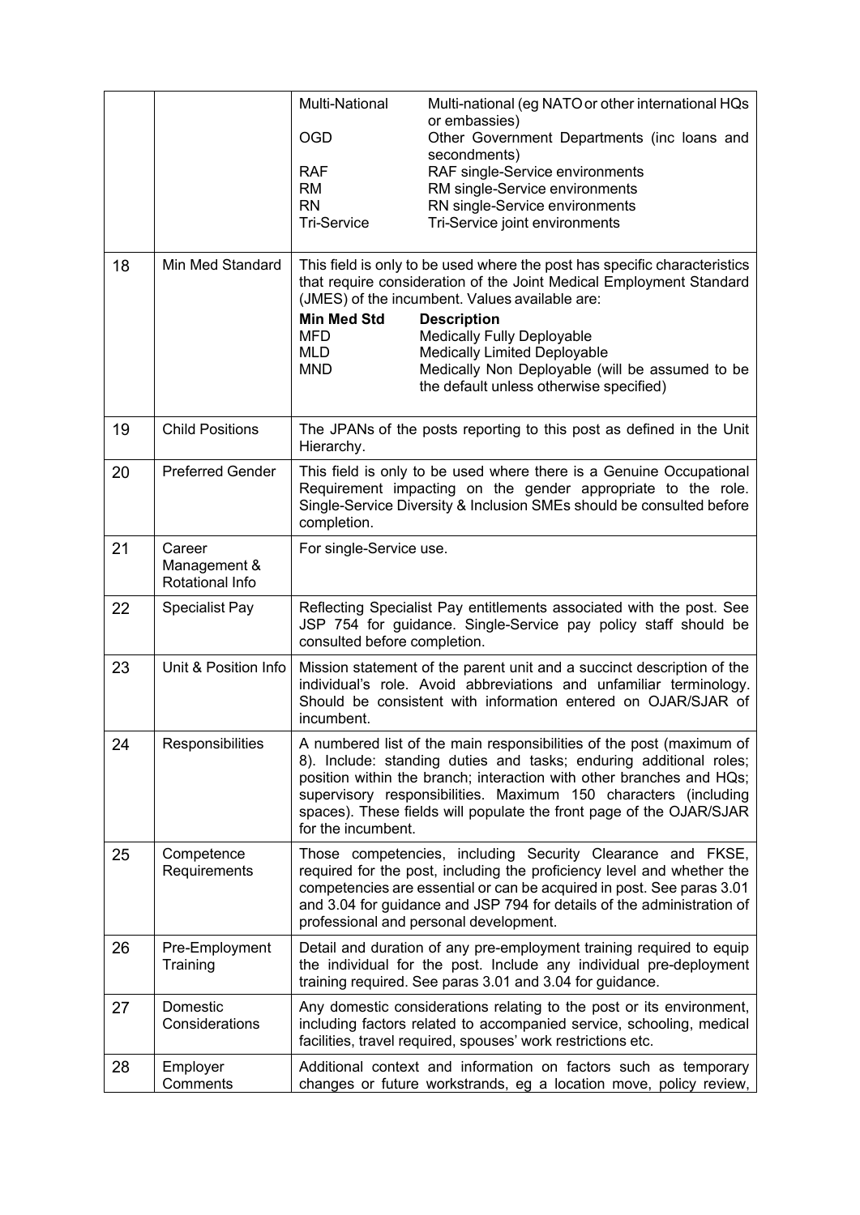| | | |
|---|---|---|
| | | Multi-National — Multi-national (eg NATO or other international HQs or embassies)<br>OGD — Other Government Departments (inc loans and secondments)<br>RAF — RAF single-Service environments<br>RM — RM single-Service environments<br>RN — RN single-Service environments<br>Tri-Service — Tri-Service joint environments |
| 18 | Min Med Standard | This field is only to be used where the post has specific characteristics that require consideration of the Joint Medical Employment Standard (JMES) of the incumbent. Values available are:<br>**Min Med Std** — **Description**<br>MFD — Medically Fully Deployable<br>MLD — Medically Limited Deployable<br>MND — Medically Non Deployable (will be assumed to be the default unless otherwise specified) |
| 19 | Child Positions | The JPANs of the posts reporting to this post as defined in the Unit Hierarchy. |
| 20 | Preferred Gender | This field is only to be used where there is a Genuine Occupational Requirement impacting on the gender appropriate to the role. Single-Service Diversity & Inclusion SMEs should be consulted before completion. |
| 21 | Career Management & Rotational Info | For single-Service use. |
| 22 | Specialist Pay | Reflecting Specialist Pay entitlements associated with the post. See JSP 754 for guidance. Single-Service pay policy staff should be consulted before completion. |
| 23 | Unit & Position Info | Mission statement of the parent unit and a succinct description of the individual's role. Avoid abbreviations and unfamiliar terminology. Should be consistent with information entered on OJAR/SJAR of incumbent. |
| 24 | Responsibilities | A numbered list of the main responsibilities of the post (maximum of 8). Include: standing duties and tasks; enduring additional roles; position within the branch; interaction with other branches and HQs; supervisory responsibilities. Maximum 150 characters (including spaces). These fields will populate the front page of the OJAR/SJAR for the incumbent. |
| 25 | Competence Requirements | Those competencies, including Security Clearance and FKSE, required for the post, including the proficiency level and whether the competencies are essential or can be acquired in post. See paras 3.01 and 3.04 for guidance and JSP 794 for details of the administration of professional and personal development. |
| 26 | Pre-Employment Training | Detail and duration of any pre-employment training required to equip the individual for the post. Include any individual pre-deployment training required. See paras 3.01 and 3.04 for guidance. |
| 27 | Domestic Considerations | Any domestic considerations relating to the post or its environment, including factors related to accompanied service, schooling, medical facilities, travel required, spouses' work restrictions etc. |
| 28 | Employer Comments | Additional context and information on factors such as temporary changes or future workstrands, eg a location move, policy review, |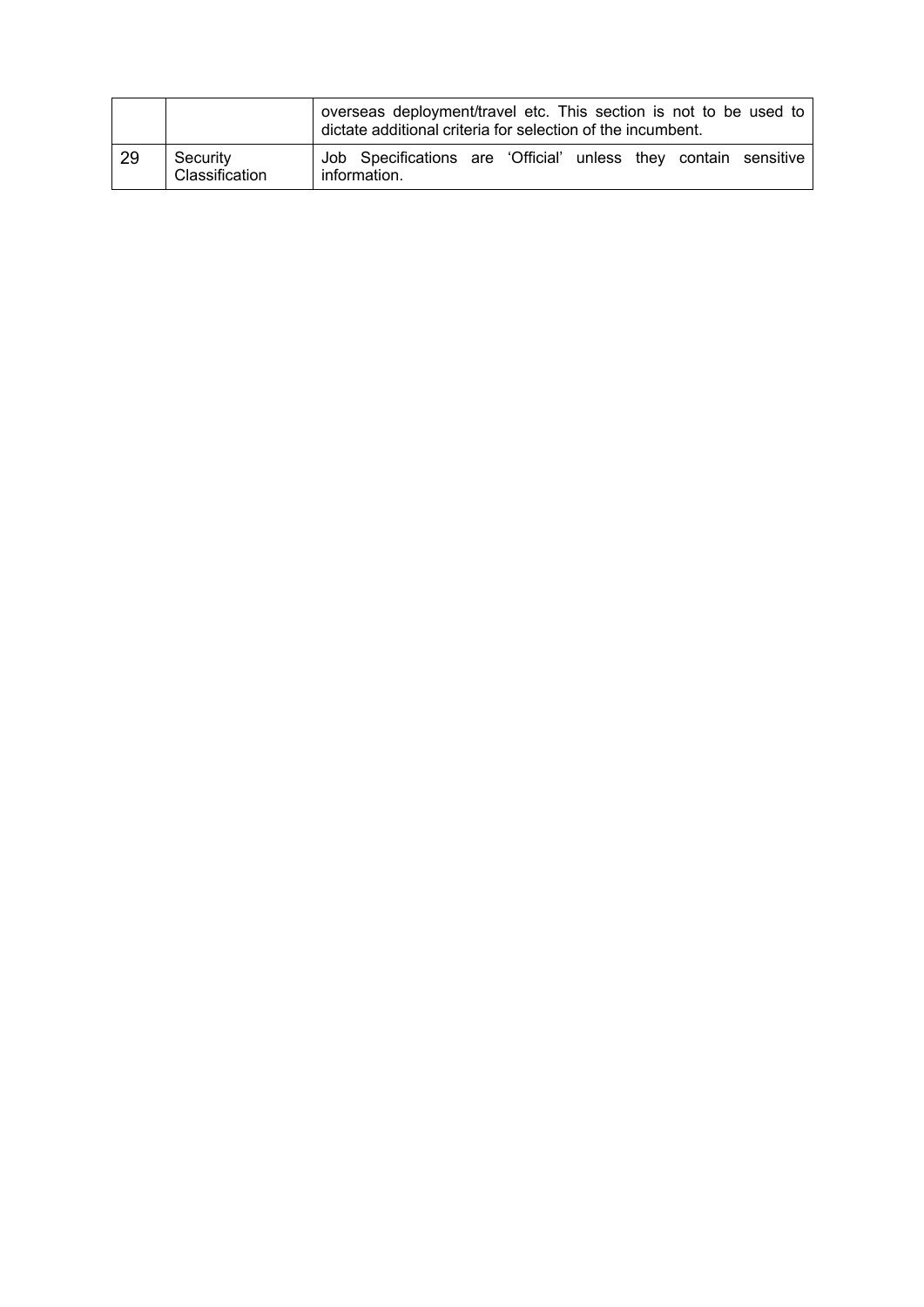| | | |
|---|---|---|
| | | overseas deployment/travel etc. This section is not to be used to dictate additional criteria for selection of the incumbent. |
| 29 | Security Classification | Job Specifications are 'Official' unless they contain sensitive information. |